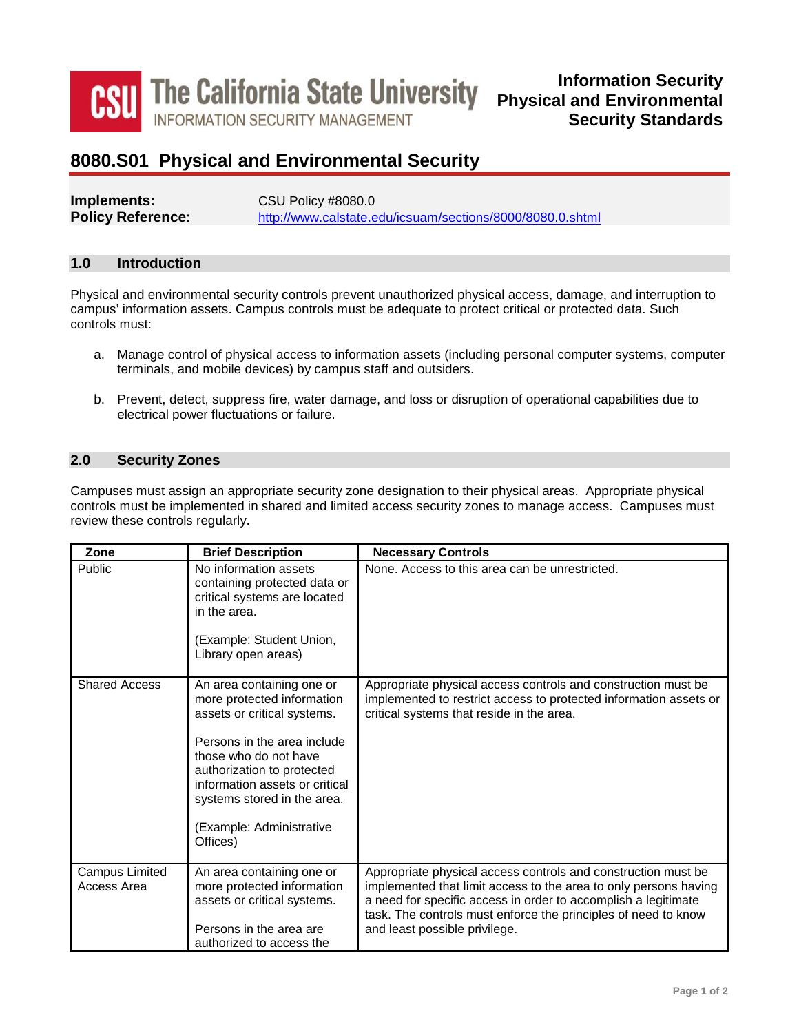# 8080.S01 Physical and Environmental Security

**Implements:** CSU Policy #8080.0
**Policy Reference:** http://www.calstate.edu/icsuam/sections/8000/8080.0.shtml

## 1.0 Introduction

Physical and environmental security controls prevent unauthorized physical access, damage, and interruption to campus' information assets. Campus controls must be adequate to protect critical or protected data. Such controls must:

a. Manage control of physical access to information assets (including personal computer systems, computer terminals, and mobile devices) by campus staff and outsiders.

b. Prevent, detect, suppress fire, water damage, and loss or disruption of operational capabilities due to electrical power fluctuations or failure.

## 2.0 Security Zones

Campuses must assign an appropriate security zone designation to their physical areas. Appropriate physical controls must be implemented in shared and limited access security zones to manage access. Campuses must review these controls regularly.

| Zone | Brief Description | Necessary Controls |
|---|---|---|
| Public | No information assets containing protected data or critical systems are located in the area.<br><br>(Example: Student Union, Library open areas) | None. Access to this area can be unrestricted. |
| Shared Access | An area containing one or more protected information assets or critical systems.<br><br>Persons in the area include those who do not have authorization to protected information assets or critical systems stored in the area.<br><br>(Example: Administrative Offices) | Appropriate physical access controls and construction must be implemented to restrict access to protected information assets or critical systems that reside in the area. |
| Campus Limited Access Area | An area containing one or more protected information assets or critical systems.<br><br>Persons in the area are authorized to access the | Appropriate physical access controls and construction must be implemented that limit access to the area to only persons having a need for specific access in order to accomplish a legitimate task. The controls must enforce the principles of need to know and least possible privilege. |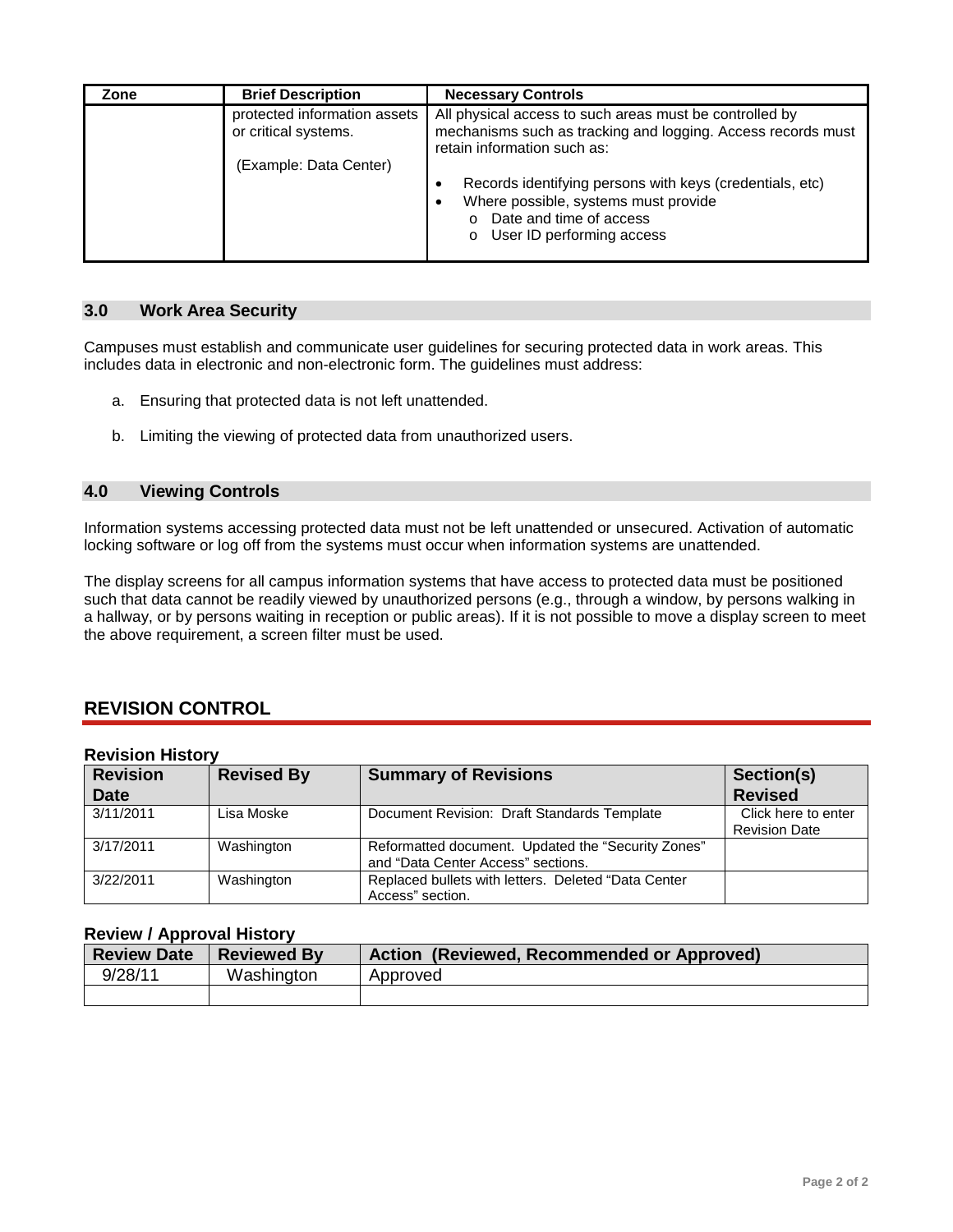| Zone | Brief Description | Necessary Controls |
| --- | --- | --- |
| | protected information assets or critical systems.<br><br>(Example: Data Center) | All physical access to such areas must be controlled by mechanisms such as tracking and logging. Access records must retain information such as:<br><br>• Records identifying persons with keys (credentials, etc)<br>• Where possible, systems must provide<br>  o Date and time of access<br>  o User ID performing access |

## 3.0 Work Area Security

Campuses must establish and communicate user guidelines for securing protected data in work areas. This includes data in electronic and non-electronic form. The guidelines must address:

a. Ensuring that protected data is not left unattended.

b. Limiting the viewing of protected data from unauthorized users.

## 4.0 Viewing Controls

Information systems accessing protected data must not be left unattended or unsecured. Activation of automatic locking software or log off from the systems must occur when information systems are unattended.

The display screens for all campus information systems that have access to protected data must be positioned such that data cannot be readily viewed by unauthorized persons (e.g., through a window, by persons walking in a hallway, or by persons waiting in reception or public areas). If it is not possible to move a display screen to meet the above requirement, a screen filter must be used.

# REVISION CONTROL

### Revision History

| Revision Date | Revised By | Summary of Revisions | Section(s) Revised |
| --- | --- | --- | --- |
| 3/11/2011 | Lisa Moske | Document Revision: Draft Standards Template | Click here to enter Revision Date |
| 3/17/2011 | Washington | Reformatted document. Updated the "Security Zones" and "Data Center Access" sections. | |
| 3/22/2011 | Washington | Replaced bullets with letters. Deleted "Data Center Access" section. | |

### Review / Approval History

| Review Date | Reviewed By | Action (Reviewed, Recommended or Approved) |
| --- | --- | --- |
| 9/28/11 | Washington | Approved |
| | | |